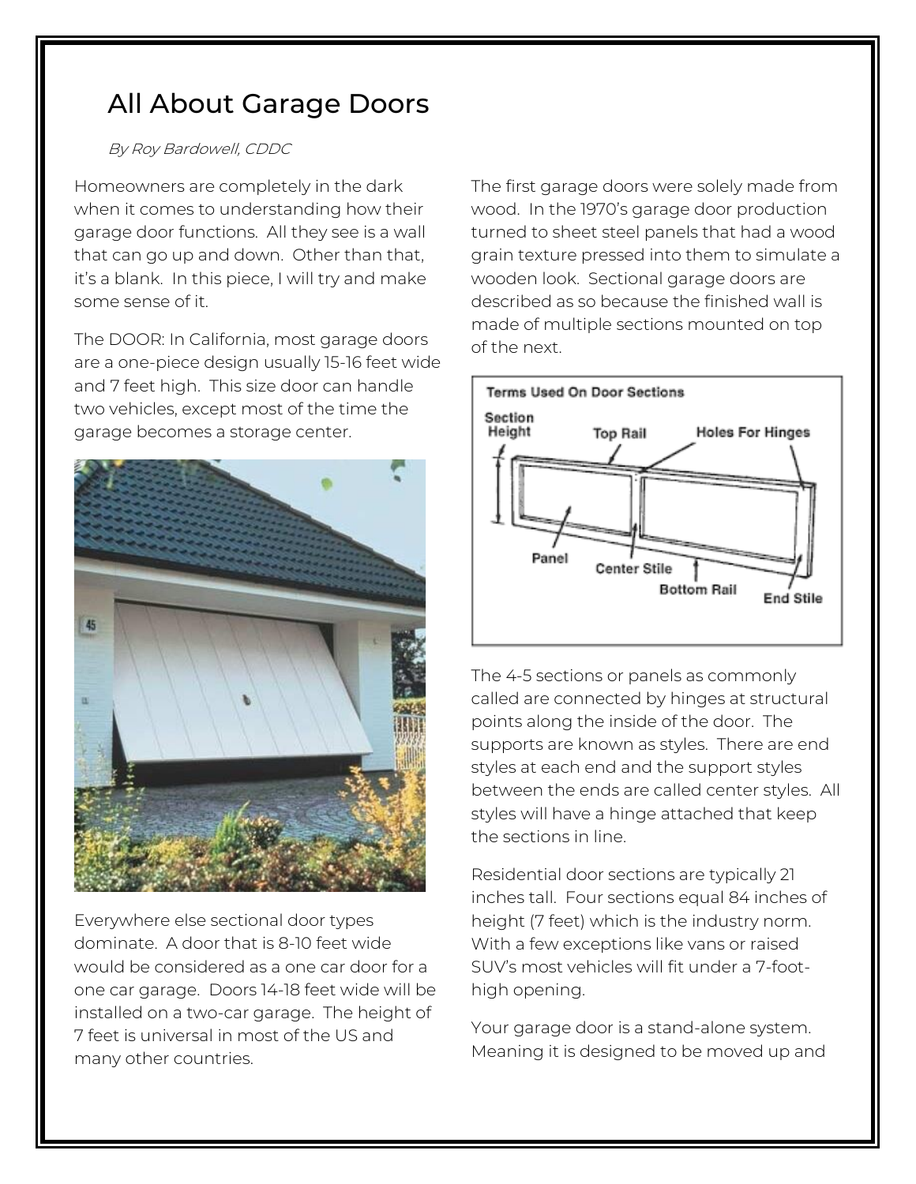# All About Garage Doors

*By Roy Bardowell, CDDC*

Homeowners are completely in the dark when it comes to understanding how their garage door functions. All they see is a wall that can go up and down. Other than that, it's a blank. In this piece, I will try and make some sense of it.

The DOOR: In California, most garage doors are a one-piece design usually 15-16 feet wide and 7 feet high. This size door can handle two vehicles, except most of the time the garage becomes a storage center.

Everywhere else sectional door types dominate. A door that is 8-10 feet wide would be considered as a one car door for a one car garage. Doors 14-18 feet wide will be installed on a two-car garage. The height of 7 feet is universal in most of the US and many other countries.

The first garage doors were solely made from wood. In the 1970's garage door production turned to sheet steel panels that had a wood grain texture pressed into them to simulate a wooden look. Sectional garage doors are described as so because the finished wall is made of multiple sections mounted on top of the next.

The 4-5 sections or panels as commonly called are connected by hinges at structural points along the inside of the door. The supports are known as styles. There are end styles at each end and the support styles between the ends are called center styles. All styles will have a hinge attached that keep the sections in line.

Residential door sections are typically 21 inches tall. Four sections equal 84 inches of height (7 feet) which is the industry norm. With a few exceptions like vans or raised SUV's most vehicles will fit under a 7-foot-high opening.

Your garage door is a stand-alone system. Meaning it is designed to be moved up and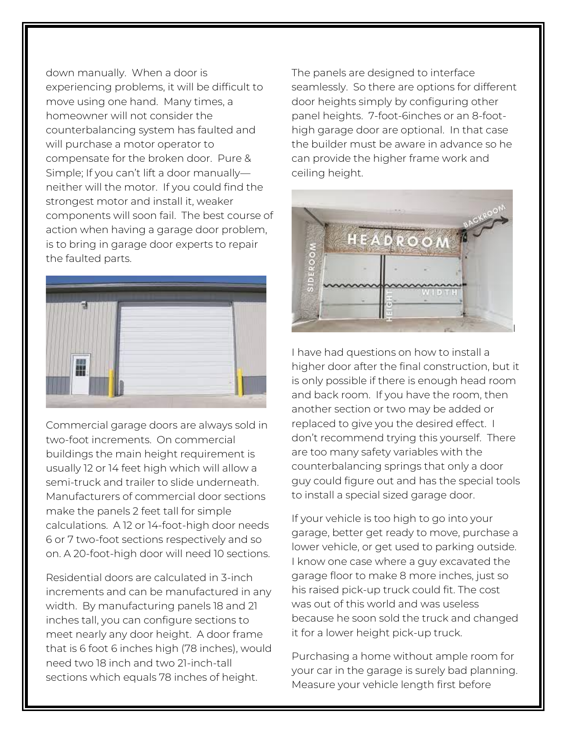down manually. When a door is experiencing problems, it will be difficult to move using one hand. Many times, a homeowner will not consider the counterbalancing system has faulted and will purchase a motor operator to compensate for the broken door. Pure & Simple; If you can't lift a door manually—neither will the motor. If you could find the strongest motor and install it, weaker components will soon fail. The best course of action when having a garage door problem, is to bring in garage door experts to repair the faulted parts.

Commercial garage doors are always sold in two-foot increments. On commercial buildings the main height requirement is usually 12 or 14 feet high which will allow a semi-truck and trailer to slide underneath. Manufacturers of commercial door sections make the panels 2 feet tall for simple calculations. A 12 or 14-foot-high door needs 6 or 7 two-foot sections respectively and so on. A 20-foot-high door will need 10 sections.

Residential doors are calculated in 3-inch increments and can be manufactured in any width. By manufacturing panels 18 and 21 inches tall, you can configure sections to meet nearly any door height. A door frame that is 6 foot 6 inches high (78 inches), would need two 18 inch and two 21-inch-tall sections which equals 78 inches of height.

The panels are designed to interface seamlessly. So there are options for different door heights simply by configuring other panel heights. 7-foot-6inches or an 8-foot-high garage door are optional. In that case the builder must be aware in advance so he can provide the higher frame work and ceiling height.

I have had questions on how to install a higher door after the final construction, but it is only possible if there is enough head room and back room. If you have the room, then another section or two may be added or replaced to give you the desired effect. I don't recommend trying this yourself. There are too many safety variables with the counterbalancing springs that only a door guy could figure out and has the special tools to install a special sized garage door.

If your vehicle is too high to go into your garage, better get ready to move, purchase a lower vehicle, or get used to parking outside. I know one case where a guy excavated the garage floor to make 8 more inches, just so his raised pick-up truck could fit. The cost was out of this world and was useless because he soon sold the truck and changed it for a lower height pick-up truck.

Purchasing a home without ample room for your car in the garage is surely bad planning. Measure your vehicle length first before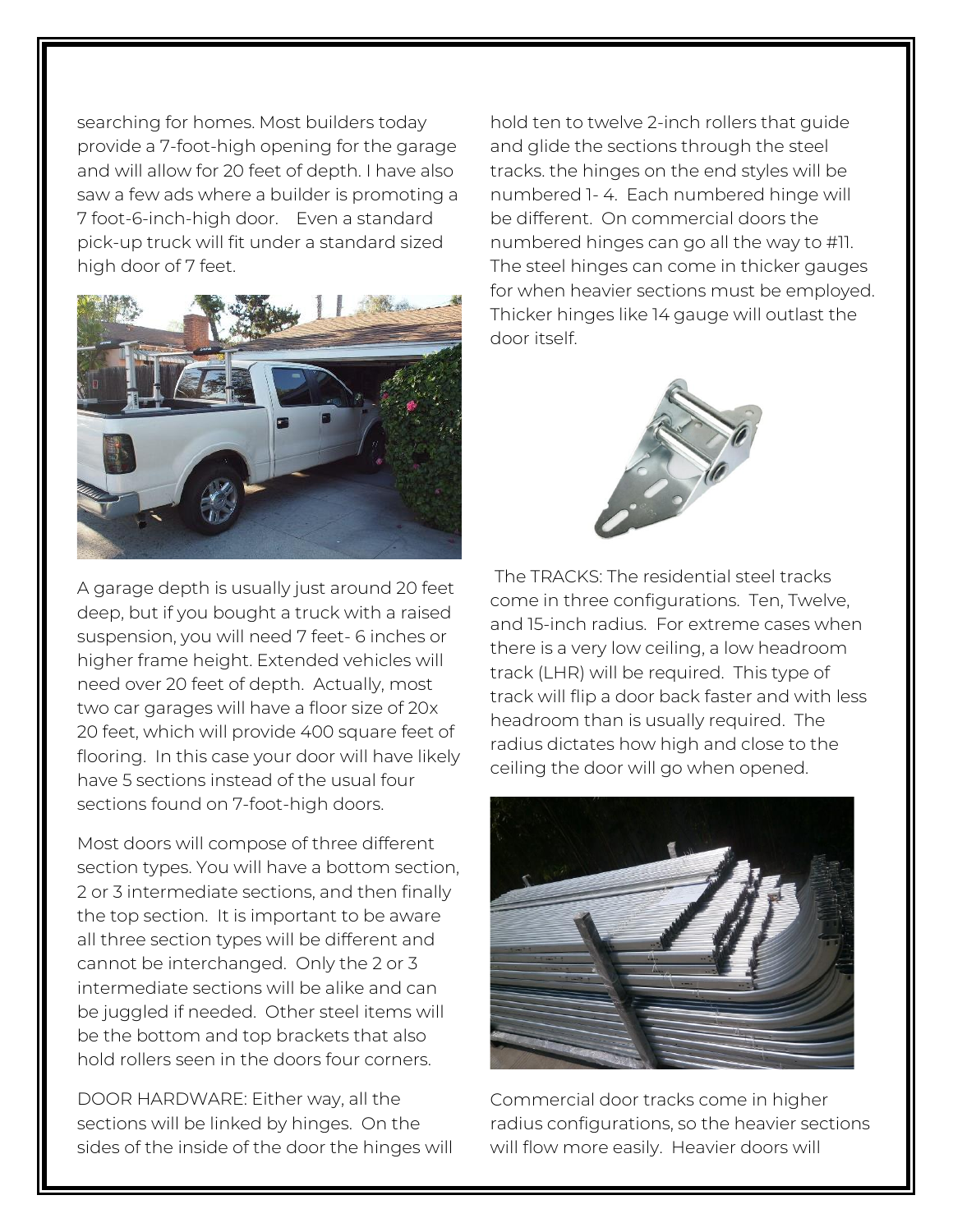searching for homes. Most builders today provide a 7-foot-high opening for the garage and will allow for 20 feet of depth. I have also saw a few ads where a builder is promoting a 7 foot-6-inch-high door. Even a standard pick-up truck will fit under a standard sized high door of 7 feet.

A garage depth is usually just around 20 feet deep, but if you bought a truck with a raised suspension, you will need 7 feet- 6 inches or higher frame height. Extended vehicles will need over 20 feet of depth. Actually, most two car garages will have a floor size of 20x 20 feet, which will provide 400 square feet of flooring. In this case your door will have likely have 5 sections instead of the usual four sections found on 7-foot-high doors.

Most doors will compose of three different section types. You will have a bottom section, 2 or 3 intermediate sections, and then finally the top section. It is important to be aware all three section types will be different and cannot be interchanged. Only the 2 or 3 intermediate sections will be alike and can be juggled if needed. Other steel items will be the bottom and top brackets that also hold rollers seen in the doors four corners.

DOOR HARDWARE: Either way, all the sections will be linked by hinges. On the sides of the inside of the door the hinges will hold ten to twelve 2-inch rollers that guide and glide the sections through the steel tracks. the hinges on the end styles will be numbered 1- 4. Each numbered hinge will be different. On commercial doors the numbered hinges can go all the way to #11. The steel hinges can come in thicker gauges for when heavier sections must be employed. Thicker hinges like 14 gauge will outlast the door itself.

The TRACKS: The residential steel tracks come in three configurations. Ten, Twelve, and 15-inch radius. For extreme cases when there is a very low ceiling, a low headroom track (LHR) will be required. This type of track will flip a door back faster and with less headroom than is usually required. The radius dictates how high and close to the ceiling the door will go when opened.

Commercial door tracks come in higher radius configurations, so the heavier sections will flow more easily. Heavier doors will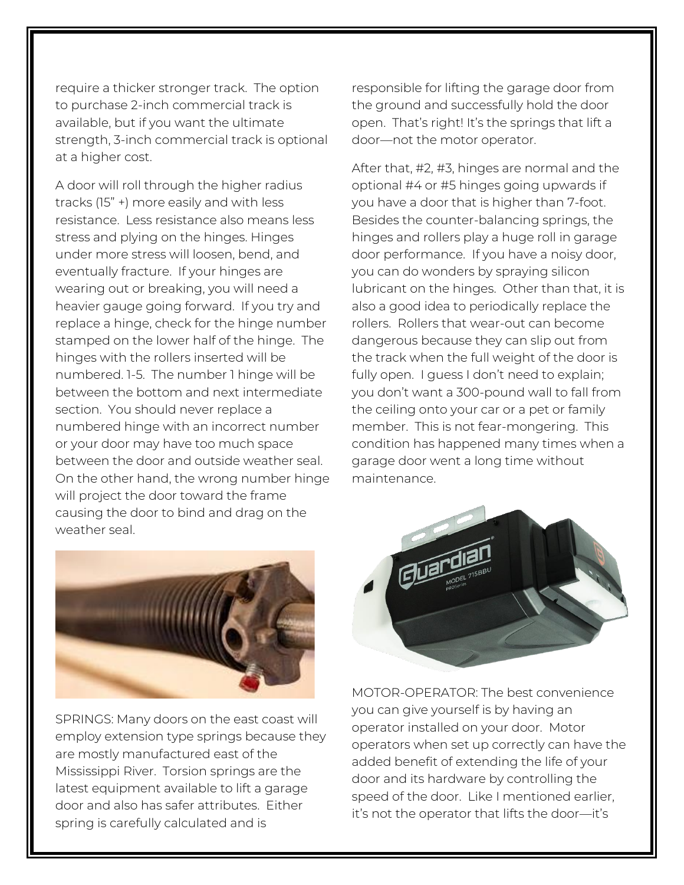require a thicker stronger track. The option to purchase 2-inch commercial track is available, but if you want the ultimate strength, 3-inch commercial track is optional at a higher cost.

A door will roll through the higher radius tracks (15" +) more easily and with less resistance. Less resistance also means less stress and plying on the hinges. Hinges under more stress will loosen, bend, and eventually fracture. If your hinges are wearing out or breaking, you will need a heavier gauge going forward. If you try and replace a hinge, check for the hinge number stamped on the lower half of the hinge. The hinges with the rollers inserted will be numbered. 1-5. The number 1 hinge will be between the bottom and next intermediate section. You should never replace a numbered hinge with an incorrect number or your door may have too much space between the door and outside weather seal. On the other hand, the wrong number hinge will project the door toward the frame causing the door to bind and drag on the weather seal.

SPRINGS: Many doors on the east coast will employ extension type springs because they are mostly manufactured east of the Mississippi River. Torsion springs are the latest equipment available to lift a garage door and also has safer attributes. Either spring is carefully calculated and is responsible for lifting the garage door from the ground and successfully hold the door open. That's right! It's the springs that lift a door—not the motor operator.

After that, #2, #3, hinges are normal and the optional #4 or #5 hinges going upwards if you have a door that is higher than 7-foot. Besides the counter-balancing springs, the hinges and rollers play a huge roll in garage door performance. If you have a noisy door, you can do wonders by spraying silicon lubricant on the hinges. Other than that, it is also a good idea to periodically replace the rollers. Rollers that wear-out can become dangerous because they can slip out from the track when the full weight of the door is fully open. I guess I don't need to explain; you don't want a 300-pound wall to fall from the ceiling onto your car or a pet or family member. This is not fear-mongering. This condition has happened many times when a garage door went a long time without maintenance.

MOTOR-OPERATOR: The best convenience you can give yourself is by having an operator installed on your door. Motor operators when set up correctly can have the added benefit of extending the life of your door and its hardware by controlling the speed of the door. Like I mentioned earlier, it's not the operator that lifts the door—it's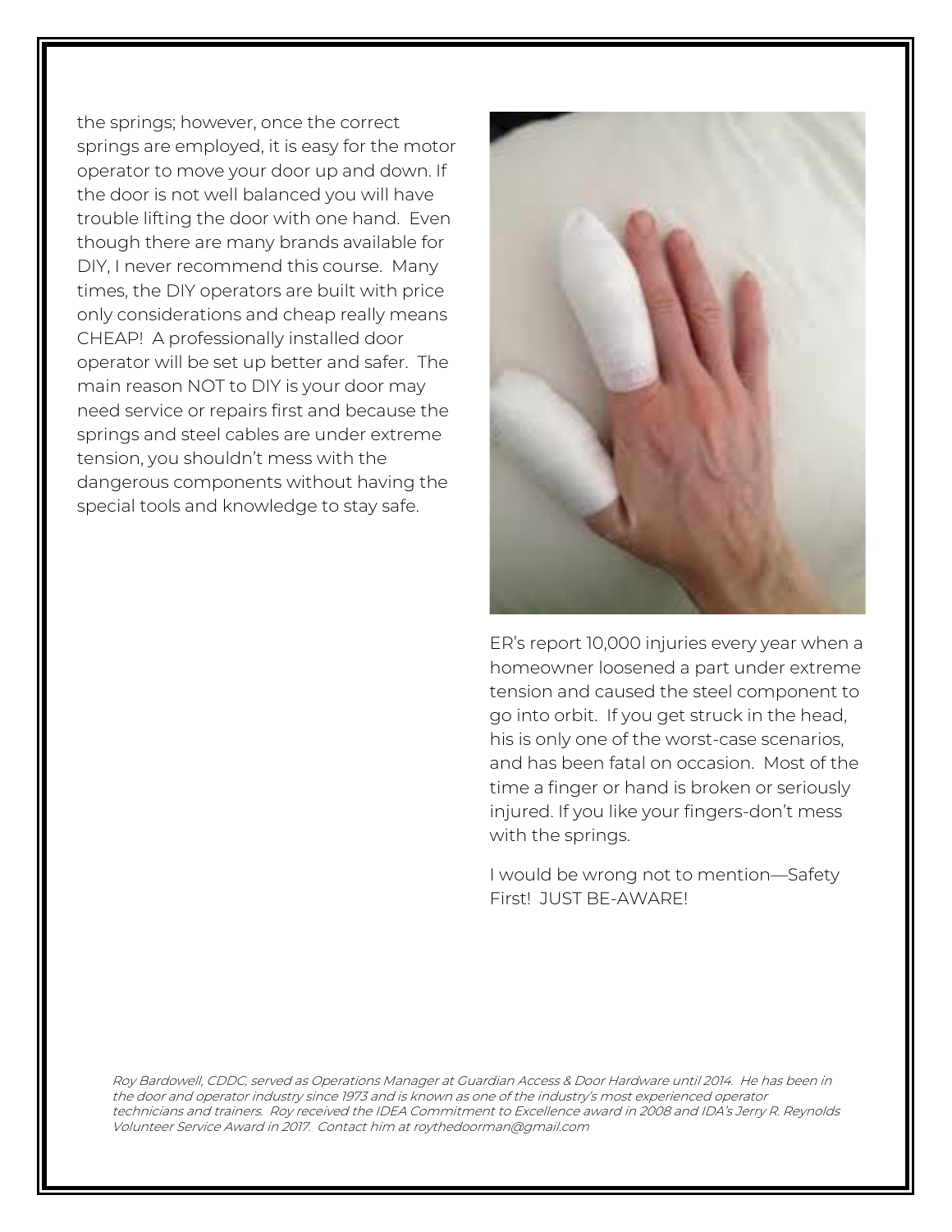the springs; however, once the correct springs are employed, it is easy for the motor operator to move your door up and down. If the door is not well balanced you will have trouble lifting the door with one hand. Even though there are many brands available for DIY, I never recommend this course. Many times, the DIY operators are built with price only considerations and cheap really means CHEAP! A professionally installed door operator will be set up better and safer. The main reason NOT to DIY is your door may need service or repairs first and because the springs and steel cables are under extreme tension, you shouldn't mess with the dangerous components without having the special tools and knowledge to stay safe.

ER's report 10,000 injuries every year when a homeowner loosened a part under extreme tension and caused the steel component to go into orbit. If you get struck in the head, his is only one of the worst-case scenarios, and has been fatal on occasion. Most of the time a finger or hand is broken or seriously injured. If you like your fingers-don't mess with the springs.

I would be wrong not to mention—Safety First! JUST BE-AWARE!

*Roy Bardowell, CDDC, served as Operations Manager at Guardian Access & Door Hardware until 2014. He has been in the door and operator industry since 1973 and is known as one of the industry's most experienced operator technicians and trainers. Roy received the IDEA Commitment to Excellence award in 2008 and IDA's Jerry R. Reynolds Volunteer Service Award in 2017. Contact him at roythedoorman@gmail.com*